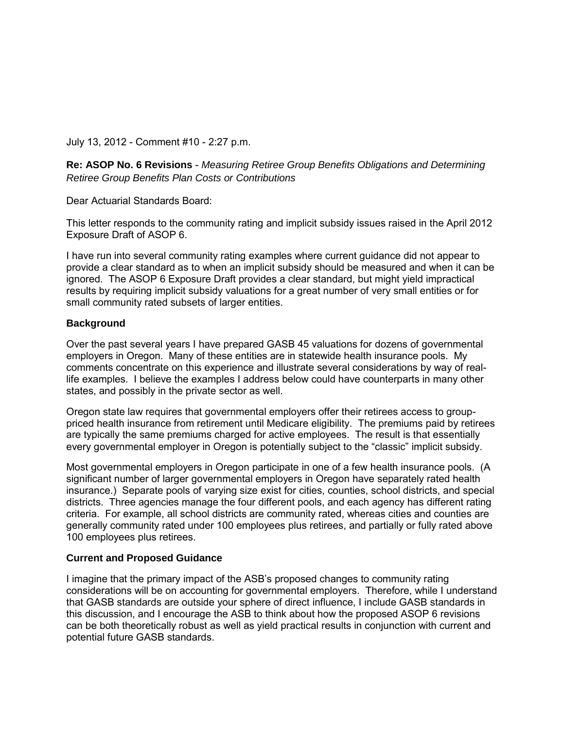July 13, 2012 - Comment #10 - 2:27 p.m.

**Re: ASOP No. 6 Revisions** - *Measuring Retiree Group Benefits Obligations and Determining Retiree Group Benefits Plan Costs or Contributions*

Dear Actuarial Standards Board:

This letter responds to the community rating and implicit subsidy issues raised in the April 2012 Exposure Draft of ASOP 6.

I have run into several community rating examples where current guidance did not appear to provide a clear standard as to when an implicit subsidy should be measured and when it can be ignored. The ASOP 6 Exposure Draft provides a clear standard, but might yield impractical results by requiring implicit subsidy valuations for a great number of very small entities or for small community rated subsets of larger entities.

**Background**

Over the past several years I have prepared GASB 45 valuations for dozens of governmental employers in Oregon. Many of these entities are in statewide health insurance pools. My comments concentrate on this experience and illustrate several considerations by way of real-life examples. I believe the examples I address below could have counterparts in many other states, and possibly in the private sector as well.

Oregon state law requires that governmental employers offer their retirees access to group-priced health insurance from retirement until Medicare eligibility. The premiums paid by retirees are typically the same premiums charged for active employees. The result is that essentially every governmental employer in Oregon is potentially subject to the "classic" implicit subsidy.

Most governmental employers in Oregon participate in one of a few health insurance pools. (A significant number of larger governmental employers in Oregon have separately rated health insurance.) Separate pools of varying size exist for cities, counties, school districts, and special districts. Three agencies manage the four different pools, and each agency has different rating criteria. For example, all school districts are community rated, whereas cities and counties are generally community rated under 100 employees plus retirees, and partially or fully rated above 100 employees plus retirees.

**Current and Proposed Guidance**

I imagine that the primary impact of the ASB's proposed changes to community rating considerations will be on accounting for governmental employers. Therefore, while I understand that GASB standards are outside your sphere of direct influence, I include GASB standards in this discussion, and I encourage the ASB to think about how the proposed ASOP 6 revisions can be both theoretically robust as well as yield practical results in conjunction with current and potential future GASB standards.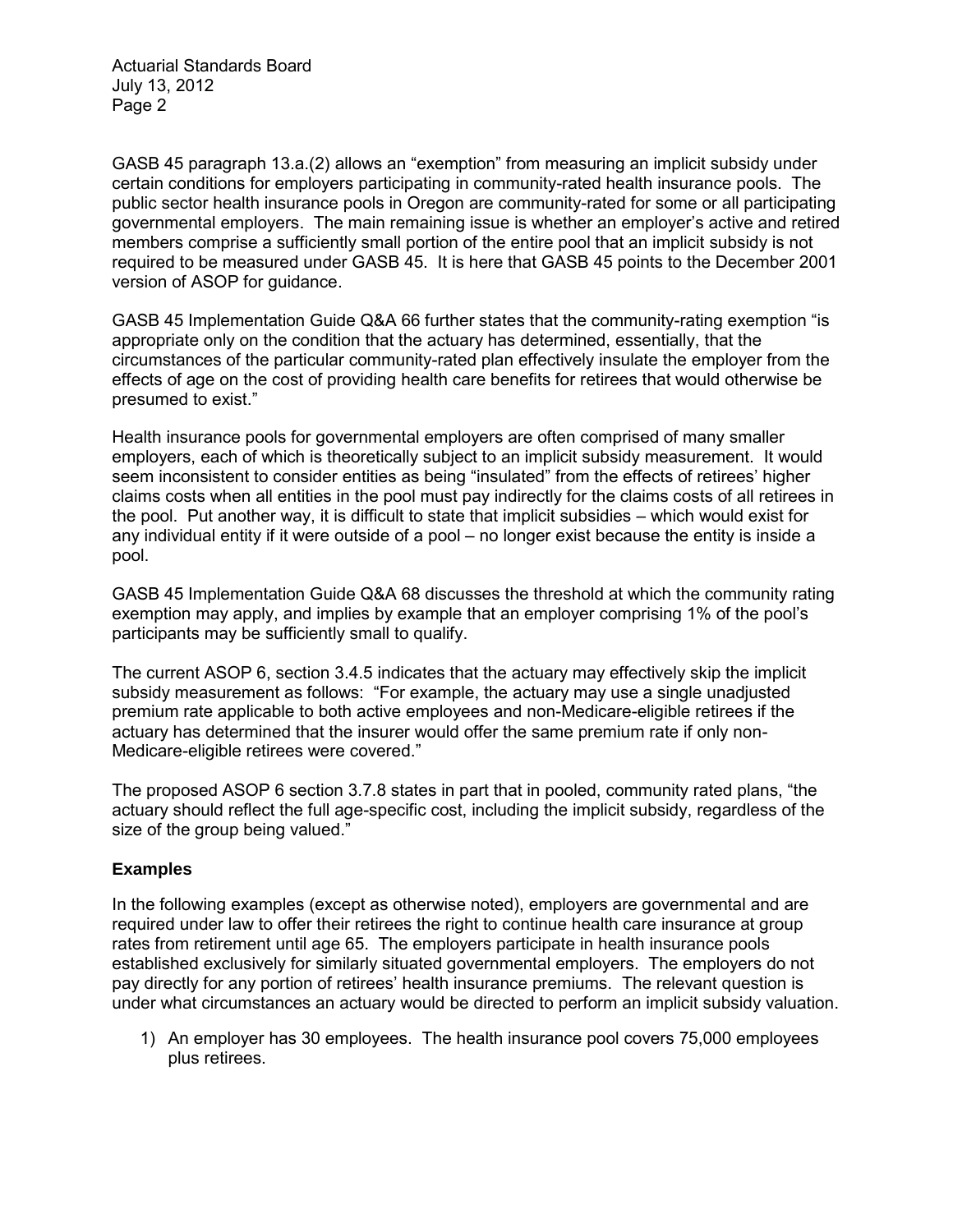GASB 45 paragraph 13.a.(2) allows an "exemption" from measuring an implicit subsidy under certain conditions for employers participating in community-rated health insurance pools. The public sector health insurance pools in Oregon are community-rated for some or all participating governmental employers. The main remaining issue is whether an employer's active and retired members comprise a sufficiently small portion of the entire pool that an implicit subsidy is not required to be measured under GASB 45. It is here that GASB 45 points to the December 2001 version of ASOP for guidance.

GASB 45 Implementation Guide Q&A 66 further states that the community-rating exemption "is appropriate only on the condition that the actuary has determined, essentially, that the circumstances of the particular community-rated plan effectively insulate the employer from the effects of age on the cost of providing health care benefits for retirees that would otherwise be presumed to exist."

Health insurance pools for governmental employers are often comprised of many smaller employers, each of which is theoretically subject to an implicit subsidy measurement. It would seem inconsistent to consider entities as being "insulated" from the effects of retirees' higher claims costs when all entities in the pool must pay indirectly for the claims costs of all retirees in the pool. Put another way, it is difficult to state that implicit subsidies – which would exist for any individual entity if it were outside of a pool – no longer exist because the entity is inside a pool.

GASB 45 Implementation Guide Q&A 68 discusses the threshold at which the community rating exemption may apply, and implies by example that an employer comprising 1% of the pool's participants may be sufficiently small to qualify.

The current ASOP 6, section 3.4.5 indicates that the actuary may effectively skip the implicit subsidy measurement as follows: "For example, the actuary may use a single unadjusted premium rate applicable to both active employees and non-Medicare-eligible retirees if the actuary has determined that the insurer would offer the same premium rate if only non-Medicare-eligible retirees were covered."

The proposed ASOP 6 section 3.7.8 states in part that in pooled, community rated plans, "the actuary should reflect the full age-specific cost, including the implicit subsidy, regardless of the size of the group being valued."

### Examples

In the following examples (except as otherwise noted), employers are governmental and are required under law to offer their retirees the right to continue health care insurance at group rates from retirement until age 65. The employers participate in health insurance pools established exclusively for similarly situated governmental employers. The employers do not pay directly for any portion of retirees' health insurance premiums. The relevant question is under what circumstances an actuary would be directed to perform an implicit subsidy valuation.

1) An employer has 30 employees. The health insurance pool covers 75,000 employees plus retirees.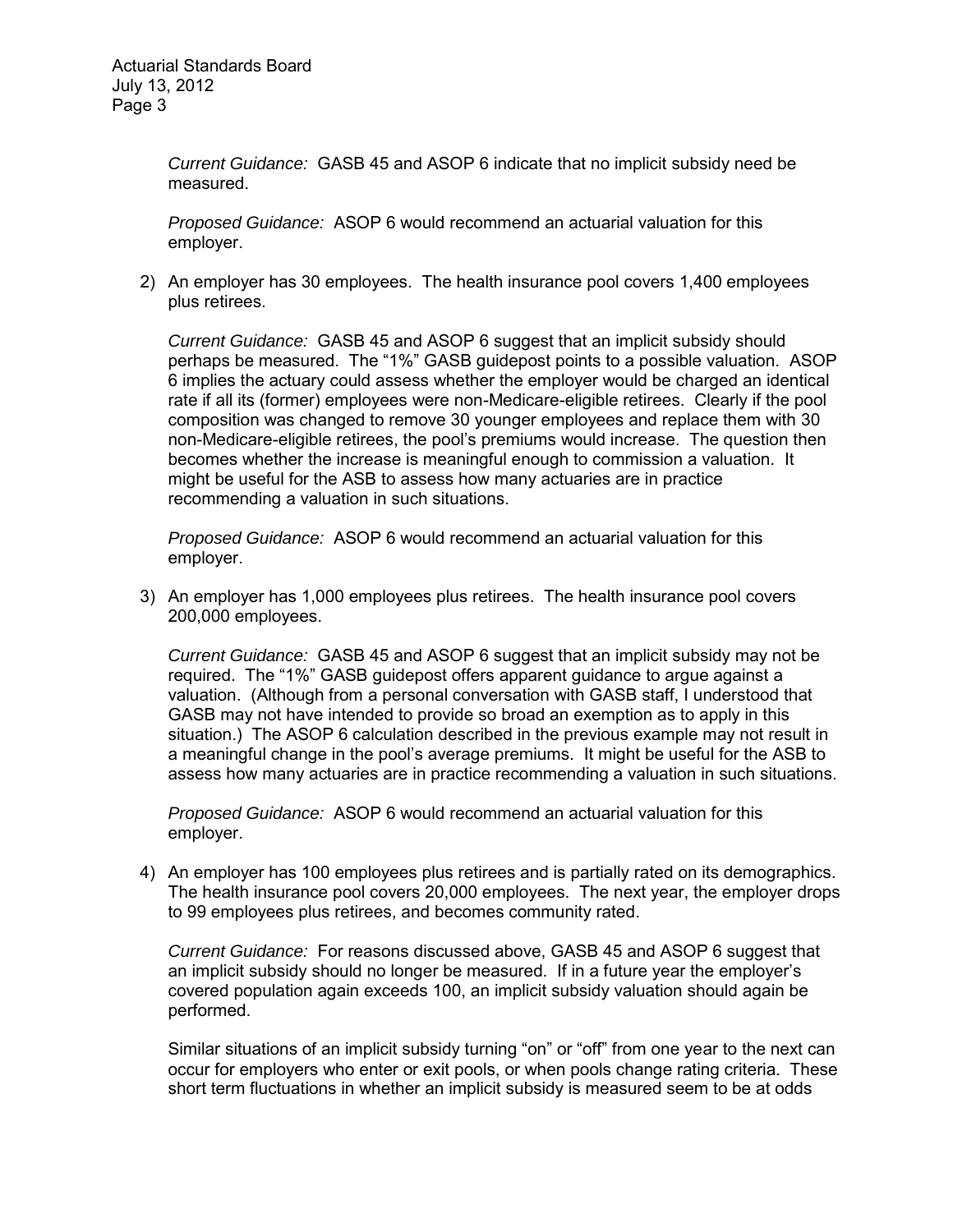*Current Guidance:* GASB 45 and ASOP 6 indicate that no implicit subsidy need be measured.

*Proposed Guidance:* ASOP 6 would recommend an actuarial valuation for this employer.

2) An employer has 30 employees. The health insurance pool covers 1,400 employees plus retirees.

   *Current Guidance:* GASB 45 and ASOP 6 suggest that an implicit subsidy should perhaps be measured. The "1%" GASB guidepost points to a possible valuation. ASOP 6 implies the actuary could assess whether the employer would be charged an identical rate if all its (former) employees were non-Medicare-eligible retirees. Clearly if the pool composition was changed to remove 30 younger employees and replace them with 30 non-Medicare-eligible retirees, the pool's premiums would increase. The question then becomes whether the increase is meaningful enough to commission a valuation. It might be useful for the ASB to assess how many actuaries are in practice recommending a valuation in such situations.

   *Proposed Guidance:* ASOP 6 would recommend an actuarial valuation for this employer.

3) An employer has 1,000 employees plus retirees. The health insurance pool covers 200,000 employees.

   *Current Guidance:* GASB 45 and ASOP 6 suggest that an implicit subsidy may not be required. The "1%" GASB guidepost offers apparent guidance to argue against a valuation. (Although from a personal conversation with GASB staff, I understood that GASB may not have intended to provide so broad an exemption as to apply in this situation.) The ASOP 6 calculation described in the previous example may not result in a meaningful change in the pool's average premiums. It might be useful for the ASB to assess how many actuaries are in practice recommending a valuation in such situations.

   *Proposed Guidance:* ASOP 6 would recommend an actuarial valuation for this employer.

4) An employer has 100 employees plus retirees and is partially rated on its demographics. The health insurance pool covers 20,000 employees. The next year, the employer drops to 99 employees plus retirees, and becomes community rated.

   *Current Guidance:* For reasons discussed above, GASB 45 and ASOP 6 suggest that an implicit subsidy should no longer be measured. If in a future year the employer's covered population again exceeds 100, an implicit subsidy valuation should again be performed.

   Similar situations of an implicit subsidy turning "on" or "off" from one year to the next can occur for employers who enter or exit pools, or when pools change rating criteria. These short term fluctuations in whether an implicit subsidy is measured seem to be at odds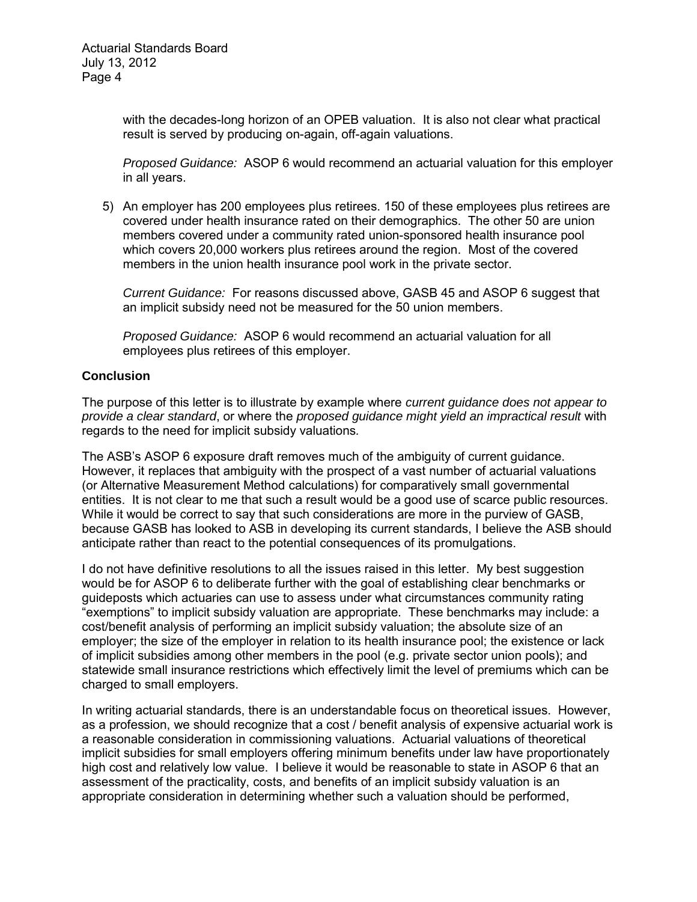with the decades-long horizon of an OPEB valuation. It is also not clear what practical result is served by producing on-again, off-again valuations.

*Proposed Guidance:* ASOP 6 would recommend an actuarial valuation for this employer in all years.

5) An employer has 200 employees plus retirees. 150 of these employees plus retirees are covered under health insurance rated on their demographics. The other 50 are union members covered under a community rated union-sponsored health insurance pool which covers 20,000 workers plus retirees around the region. Most of the covered members in the union health insurance pool work in the private sector.

   *Current Guidance:* For reasons discussed above, GASB 45 and ASOP 6 suggest that an implicit subsidy need not be measured for the 50 union members.

   *Proposed Guidance:* ASOP 6 would recommend an actuarial valuation for all employees plus retirees of this employer.

## Conclusion

The purpose of this letter is to illustrate by example where *current guidance does not appear to provide a clear standard*, or where the *proposed guidance might yield an impractical result* with regards to the need for implicit subsidy valuations*.*

The ASB's ASOP 6 exposure draft removes much of the ambiguity of current guidance. However, it replaces that ambiguity with the prospect of a vast number of actuarial valuations (or Alternative Measurement Method calculations) for comparatively small governmental entities. It is not clear to me that such a result would be a good use of scarce public resources. While it would be correct to say that such considerations are more in the purview of GASB, because GASB has looked to ASB in developing its current standards, I believe the ASB should anticipate rather than react to the potential consequences of its promulgations.

I do not have definitive resolutions to all the issues raised in this letter. My best suggestion would be for ASOP 6 to deliberate further with the goal of establishing clear benchmarks or guideposts which actuaries can use to assess under what circumstances community rating "exemptions" to implicit subsidy valuation are appropriate. These benchmarks may include: a cost/benefit analysis of performing an implicit subsidy valuation; the absolute size of an employer; the size of the employer in relation to its health insurance pool; the existence or lack of implicit subsidies among other members in the pool (e.g. private sector union pools); and statewide small insurance restrictions which effectively limit the level of premiums which can be charged to small employers.

In writing actuarial standards, there is an understandable focus on theoretical issues. However, as a profession, we should recognize that a cost / benefit analysis of expensive actuarial work is a reasonable consideration in commissioning valuations. Actuarial valuations of theoretical implicit subsidies for small employers offering minimum benefits under law have proportionately high cost and relatively low value. I believe it would be reasonable to state in ASOP 6 that an assessment of the practicality, costs, and benefits of an implicit subsidy valuation is an appropriate consideration in determining whether such a valuation should be performed,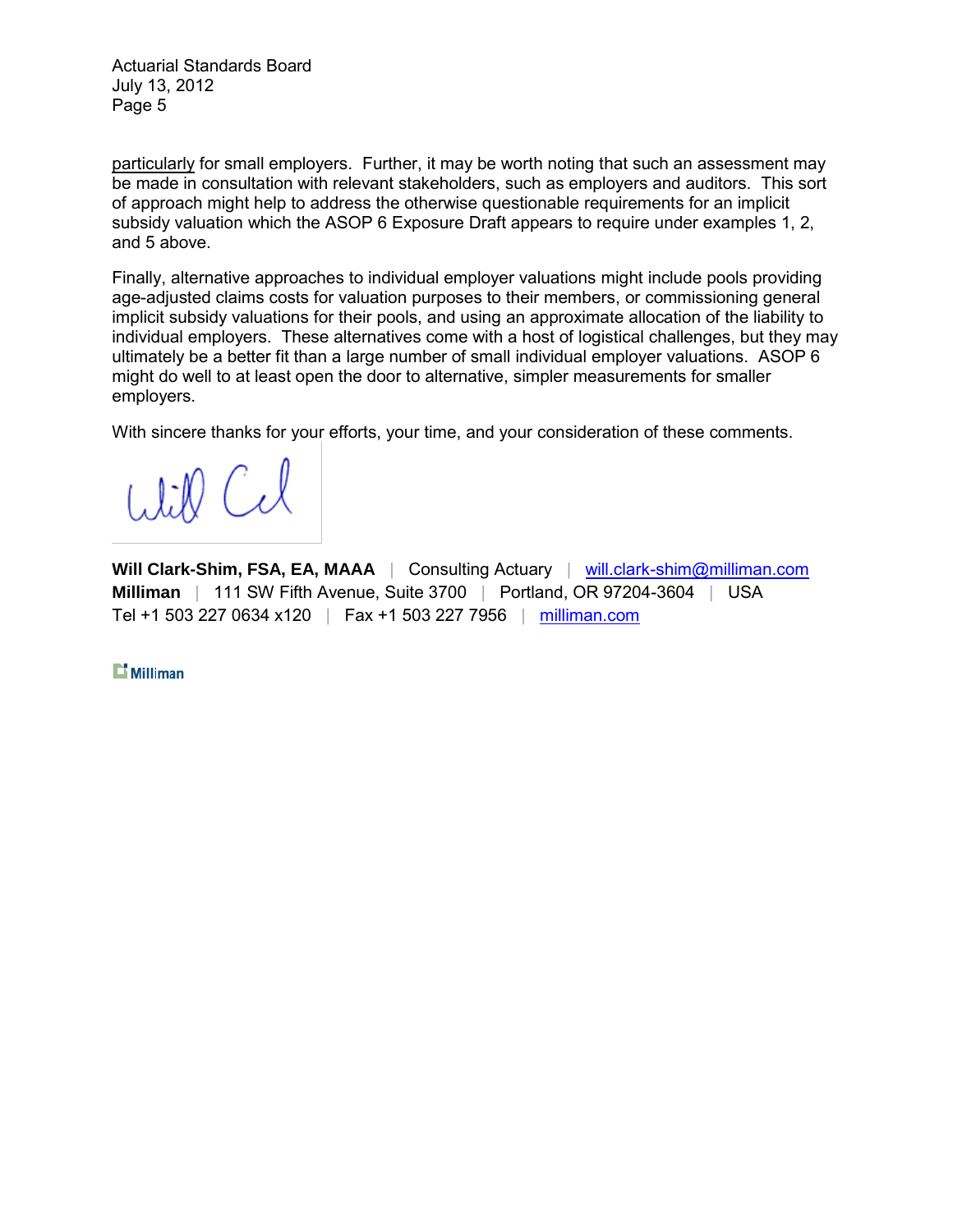particularly for small employers. Further, it may be worth noting that such an assessment may be made in consultation with relevant stakeholders, such as employers and auditors. This sort of approach might help to address the otherwise questionable requirements for an implicit subsidy valuation which the ASOP 6 Exposure Draft appears to require under examples 1, 2, and 5 above.

Finally, alternative approaches to individual employer valuations might include pools providing age-adjusted claims costs for valuation purposes to their members, or commissioning general implicit subsidy valuations for their pools, and using an approximate allocation of the liability to individual employers. These alternatives come with a host of logistical challenges, but they may ultimately be a better fit than a large number of small individual employer valuations. ASOP 6 might do well to at least open the door to alternative, simpler measurements for smaller employers.

With sincere thanks for your efforts, your time, and your consideration of these comments.

**Will Clark-Shim, FSA, EA, MAAA** | Consulting Actuary | will.clark-shim@milliman.com
**Milliman** | 111 SW Fifth Avenue, Suite 3700 | Portland, OR 97204-3604 | USA
Tel +1 503 227 0634 x120 | Fax +1 503 227 7956 | milliman.com

Milliman